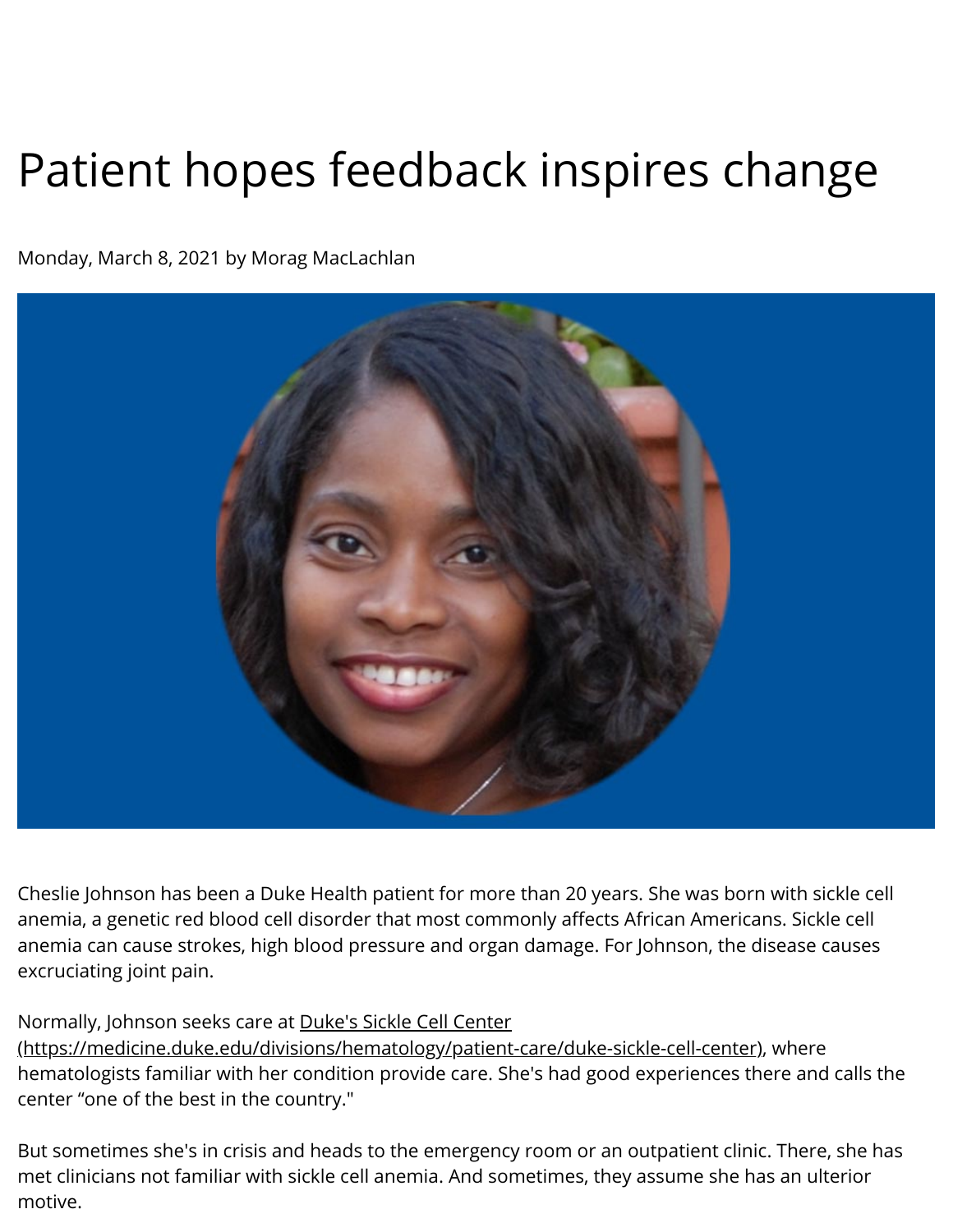# Patient hopes feedback inspires change

Monday, March 8, 2021 by Morag MacLachlan

Cheslie Johnson has been a Duke Health patient for more than 20 years. She was born with sickle cell anemia, a genetic red blood cell disorder that most commonly affects African Americans. Sickle cell anemia can cause strokes, high blood pressure and organ damage. For Johnson, the disease causes excruciating joint pain.

Normally, Johnson seeks care at Duke's Sickle Cell Center (https://medicine.duke.edu/divisions/hematology/patient-care/duke-sickle-cell-center), where hematologists familiar with her condition provide care. She's had good experiences there and calls the center "one of the best in the country."

But sometimes she's in crisis and heads to the emergency room or an outpatient clinic. There, she has met clinicians not familiar with sickle cell anemia. And sometimes, they assume she has an ulterior motive.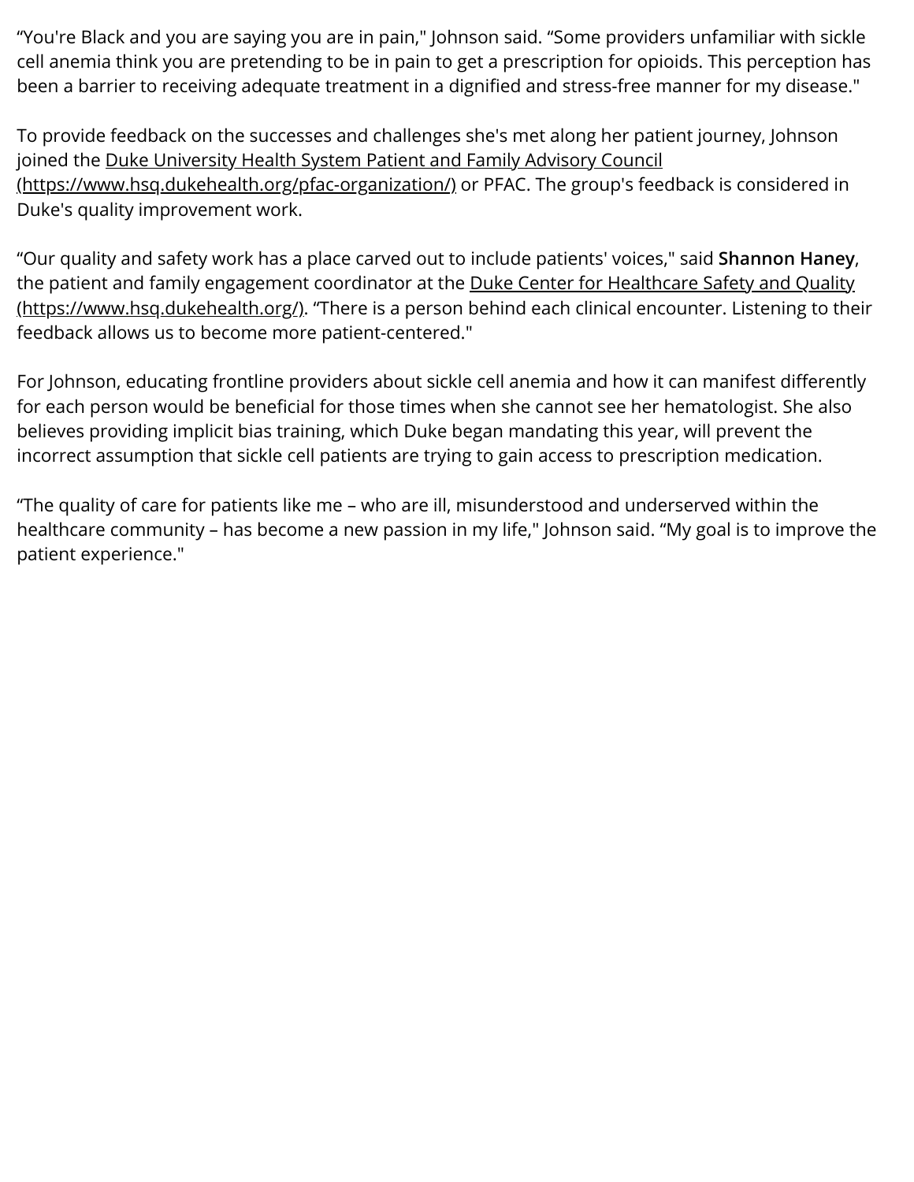“You're Black and you are saying you are in pain," Johnson said. “Some providers unfamiliar with sickle cell anemia think you are pretending to be in pain to get a prescription for opioids. This perception has been a barrier to receiving adequate treatment in a dignified and stress-free manner for my disease."

To provide feedback on the successes and challenges she's met along her patient journey, Johnson joined the Duke University Health System Patient and Family Advisory Council (https://www.hsq.dukehealth.org/pfac-organization/) or PFAC. The group's feedback is considered in Duke's quality improvement work.

“Our quality and safety work has a place carved out to include patients' voices," said **Shannon Haney**, the patient and family engagement coordinator at the Duke Center for Healthcare Safety and Quality (https://www.hsq.dukehealth.org/). “There is a person behind each clinical encounter. Listening to their feedback allows us to become more patient-centered."

For Johnson, educating frontline providers about sickle cell anemia and how it can manifest differently for each person would be beneficial for those times when she cannot see her hematologist. She also believes providing implicit bias training, which Duke began mandating this year, will prevent the incorrect assumption that sickle cell patients are trying to gain access to prescription medication.

“The quality of care for patients like me – who are ill, misunderstood and underserved within the healthcare community – has become a new passion in my life," Johnson said. “My goal is to improve the patient experience."